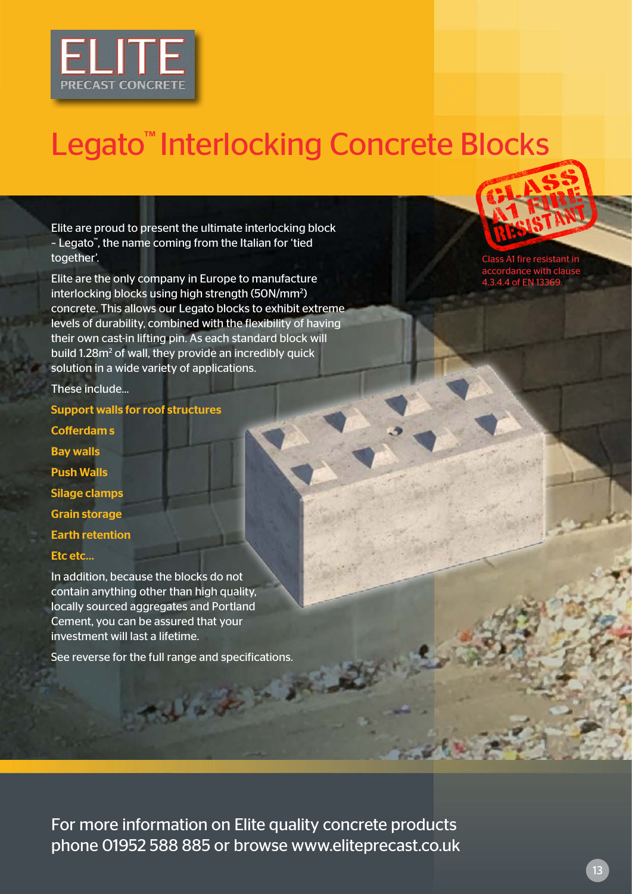ELITE
PRECAST CONCRETE

# Legato™ Interlocking Concrete Blocks

CLASS A1 FIRE RESISTANT

Class A1 fire resistant in accordance with clause 4.3.4.4 of EN 13369.

Elite are proud to present the ultimate interlocking block – Legato™, the name coming from the Italian for 'tied together'.

Elite are the only company in Europe to manufacture interlocking blocks using high strength (50N/mm²) concrete. This allows our Legato blocks to exhibit extreme levels of durability, combined with the flexibility of having their own cast-in lifting pin. As each standard block will build 1.28m² of wall, they provide an incredibly quick solution in a wide variety of applications.

These include...

**Support walls for roof structures**

**Cofferdam s**

**Bay walls**

**Push Walls**

**Silage clamps**

**Grain storage**

**Earth retention**

**Etc etc...**

In addition, because the blocks do not contain anything other than high quality, locally sourced aggregates and Portland Cement, you can be assured that your investment will last a lifetime.

See reverse for the full range and specifications.

For more information on Elite quality concrete products phone 01952 588 885 or browse www.eliteprecast.co.uk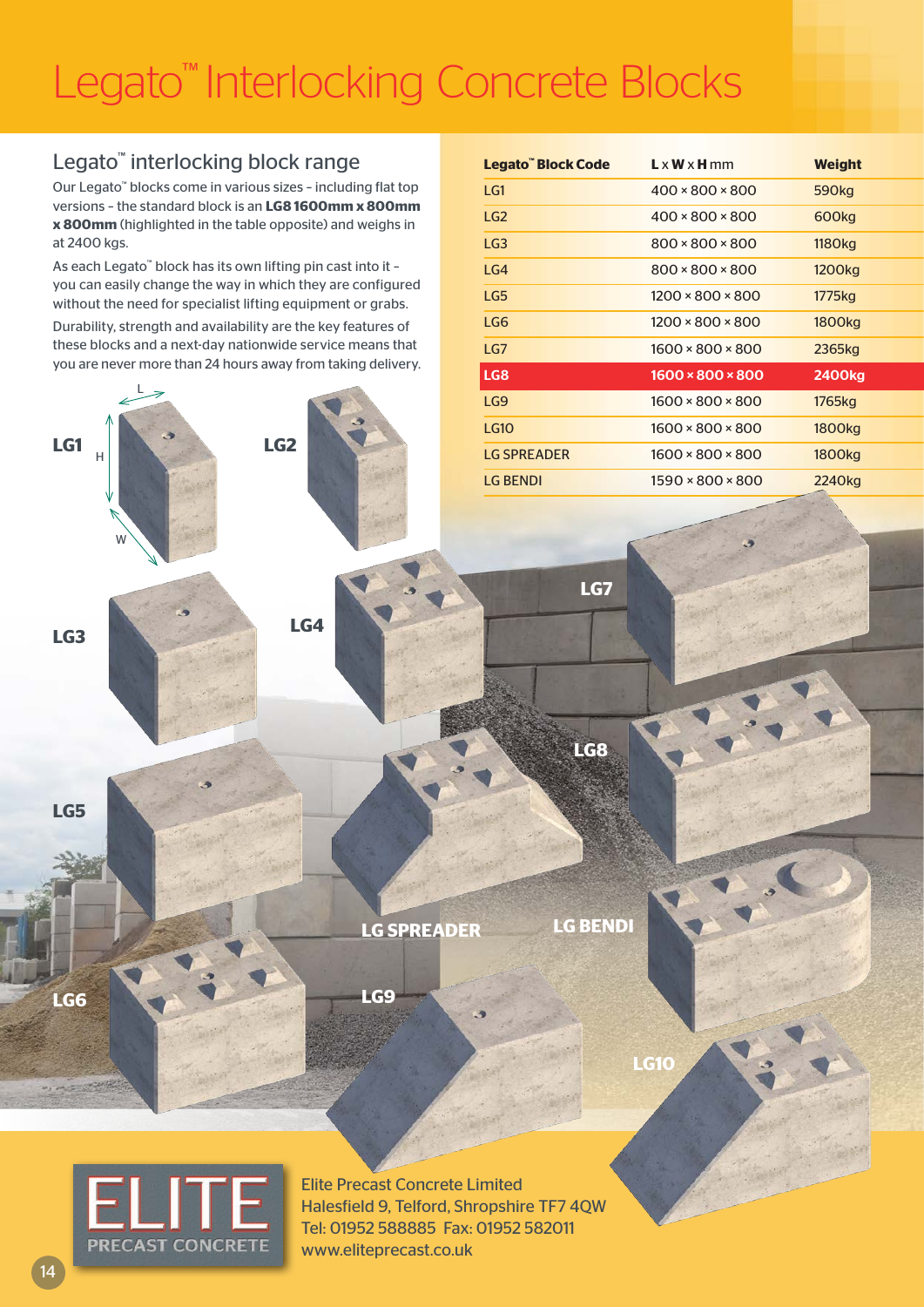# Legato™ Interlocking Concrete Blocks

## Legato™ interlocking block range

Our Legato™ blocks come in various sizes – including flat top versions – the standard block is an **LG8 1600mm x 800mm x 800mm** (highlighted in the table opposite) and weighs in at 2400 kgs.

As each Legato™ block has its own lifting pin cast into it – you can easily change the way in which they are configured without the need for specialist lifting equipment or grabs.

Durability, strength and availability are the key features of these blocks and a next-day nationwide service means that you are never more than 24 hours away from taking delivery.

| **Legato™ Block Code** | **L** x **W** x **H** mm | **Weight** |
|---|---|---|
| LG1 | 400 × 800 × 800 | 590kg |
| LG2 | 400 × 800 × 800 | 600kg |
| LG3 | 800 × 800 × 800 | 1180kg |
| LG4 | 800 × 800 × 800 | 1200kg |
| LG5 | 1200 × 800 × 800 | 1775kg |
| LG6 | 1200 × 800 × 800 | 1800kg |
| LG7 | 1600 × 800 × 800 | 2365kg |
| **LG8** | **1600 × 800 × 800** | **2400kg** |
| LG9 | 1600 × 800 × 800 | 1765kg |
| LG10 | 1600 × 800 × 800 | 1800kg |
| LG SPREADER | 1600 × 800 × 800 | 1800kg |
| LG BENDI | 1590 × 800 × 800 | 2240kg |

LG1
L
H
W
LG2
LG3
LG4
LG5
LG6
LG7
LG8
LG SPREADER
LG BENDI
LG9
LG10

ELITE PRECAST CONCRETE

Elite Precast Concrete Limited
Halesfield 9, Telford, Shropshire TF7 4QW
Tel: 01952 588885 Fax: 01952 582011
www.eliteprecast.co.uk